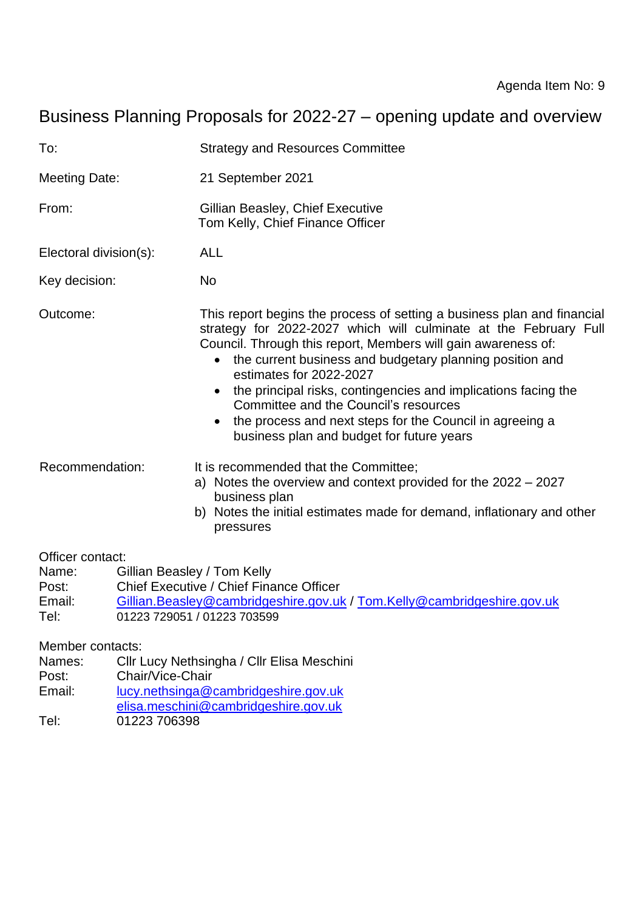Agenda Item No: 9

# Business Planning Proposals for 2022-27 – opening update and overview

| | |
|---|---|
| To: | Strategy and Resources Committee |
| Meeting Date: | 21 September 2021 |
| From: | Gillian Beasley, Chief Executive<br>Tom Kelly, Chief Finance Officer |
| Electoral division(s): | ALL |
| Key decision: | No |

Outcome: This report begins the process of setting a business plan and financial strategy for 2022-2027 which will culminate at the February Full Council. Through this report, Members will gain awareness of:

- the current business and budgetary planning position and estimates for 2022-2027
- the principal risks, contingencies and implications facing the Committee and the Council's resources
- the process and next steps for the Council in agreeing a business plan and budget for future years

Recommendation: It is recommended that the Committee;

a) Notes the overview and context provided for the 2022 – 2027 business plan
b) Notes the initial estimates made for demand, inflationary and other pressures

Officer contact:
Name: Gillian Beasley / Tom Kelly
Post: Chief Executive / Chief Finance Officer
Email: Gillian.Beasley@cambridgeshire.gov.uk / Tom.Kelly@cambridgeshire.gov.uk
Tel: 01223 729051 / 01223 703599

Member contacts:
Names: Cllr Lucy Nethsingha / Cllr Elisa Meschini
Post: Chair/Vice-Chair
Email: lucy.nethsinga@cambridgeshire.gov.uk
elisa.meschini@cambridgeshire.gov.uk
Tel: 01223 706398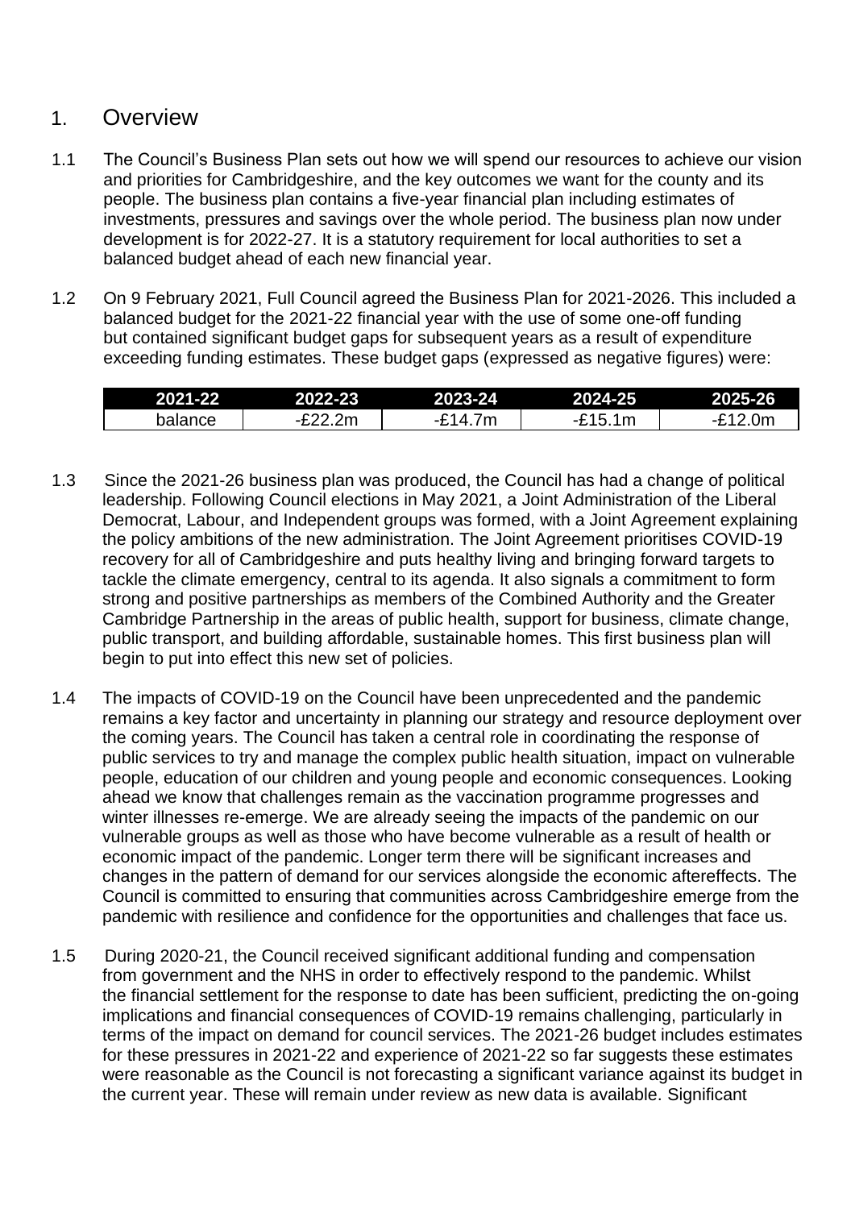# 1. Overview

1.1 The Council's Business Plan sets out how we will spend our resources to achieve our vision and priorities for Cambridgeshire, and the key outcomes we want for the county and its people. The business plan contains a five-year financial plan including estimates of investments, pressures and savings over the whole period. The business plan now under development is for 2022-27. It is a statutory requirement for local authorities to set a balanced budget ahead of each new financial year.

1.2 On 9 February 2021, Full Council agreed the Business Plan for 2021-2026. This included a balanced budget for the 2021-22 financial year with the use of some one-off funding but contained significant budget gaps for subsequent years as a result of expenditure exceeding funding estimates. These budget gaps (expressed as negative figures) were:

| 2021-22 | 2022-23 | 2023-24 | 2024-25 | 2025-26 |
|---|---|---|---|---|
| balance | -£22.2m | -£14.7m | -£15.1m | -£12.0m |

1.3 Since the 2021-26 business plan was produced, the Council has had a change of political leadership. Following Council elections in May 2021, a Joint Administration of the Liberal Democrat, Labour, and Independent groups was formed, with a Joint Agreement explaining the policy ambitions of the new administration. The Joint Agreement prioritises COVID-19 recovery for all of Cambridgeshire and puts healthy living and bringing forward targets to tackle the climate emergency, central to its agenda. It also signals a commitment to form strong and positive partnerships as members of the Combined Authority and the Greater Cambridge Partnership in the areas of public health, support for business, climate change, public transport, and building affordable, sustainable homes. This first business plan will begin to put into effect this new set of policies.

1.4 The impacts of COVID-19 on the Council have been unprecedented and the pandemic remains a key factor and uncertainty in planning our strategy and resource deployment over the coming years. The Council has taken a central role in coordinating the response of public services to try and manage the complex public health situation, impact on vulnerable people, education of our children and young people and economic consequences. Looking ahead we know that challenges remain as the vaccination programme progresses and winter illnesses re-emerge. We are already seeing the impacts of the pandemic on our vulnerable groups as well as those who have become vulnerable as a result of health or economic impact of the pandemic. Longer term there will be significant increases and changes in the pattern of demand for our services alongside the economic aftereffects. The Council is committed to ensuring that communities across Cambridgeshire emerge from the pandemic with resilience and confidence for the opportunities and challenges that face us.

1.5 During 2020-21, the Council received significant additional funding and compensation from government and the NHS in order to effectively respond to the pandemic. Whilst the financial settlement for the response to date has been sufficient, predicting the on-going implications and financial consequences of COVID-19 remains challenging, particularly in terms of the impact on demand for council services. The 2021-26 budget includes estimates for these pressures in 2021-22 and experience of 2021-22 so far suggests these estimates were reasonable as the Council is not forecasting a significant variance against its budget in the current year. These will remain under review as new data is available. Significant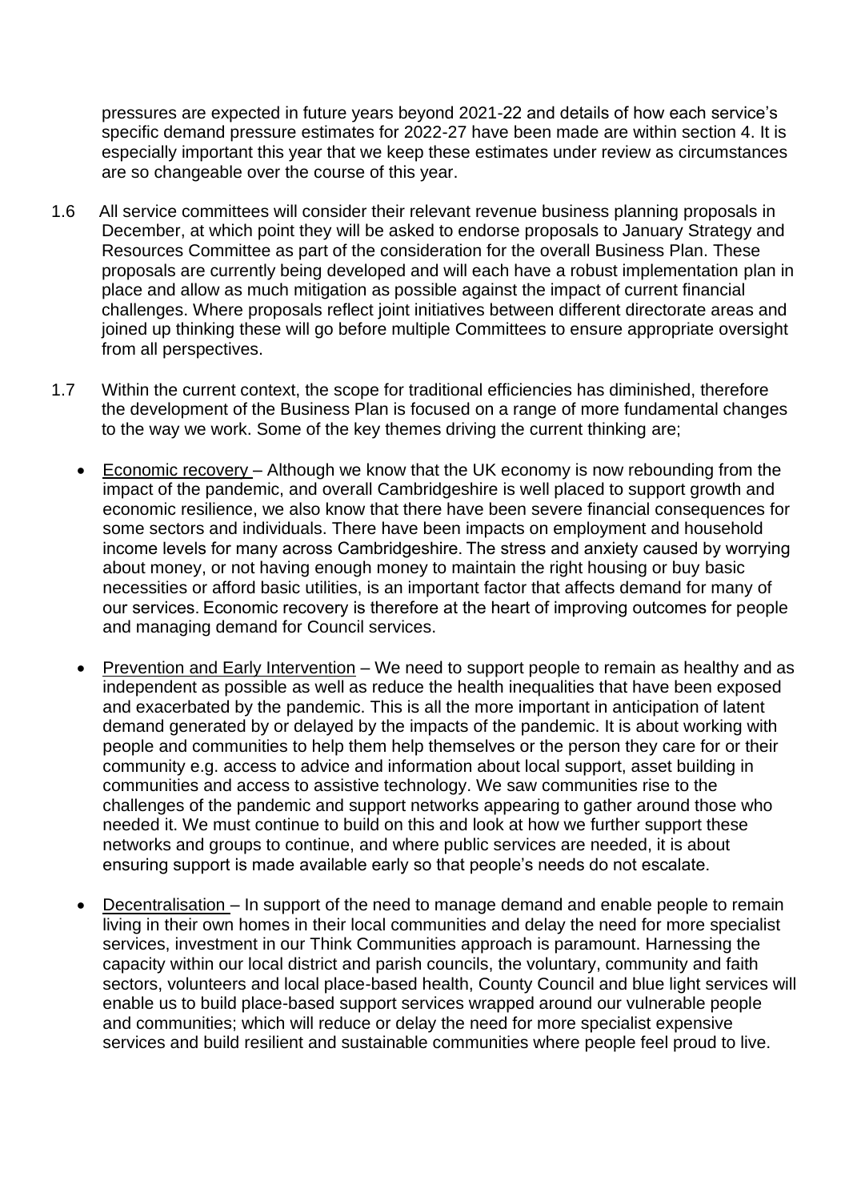pressures are expected in future years beyond 2021-22 and details of how each service's specific demand pressure estimates for 2022-27 have been made are within section 4. It is especially important this year that we keep these estimates under review as circumstances are so changeable over the course of this year.

1.6 All service committees will consider their relevant revenue business planning proposals in December, at which point they will be asked to endorse proposals to January Strategy and Resources Committee as part of the consideration for the overall Business Plan. These proposals are currently being developed and will each have a robust implementation plan in place and allow as much mitigation as possible against the impact of current financial challenges. Where proposals reflect joint initiatives between different directorate areas and joined up thinking these will go before multiple Committees to ensure appropriate oversight from all perspectives.

1.7 Within the current context, the scope for traditional efficiencies has diminished, therefore the development of the Business Plan is focused on a range of more fundamental changes to the way we work. Some of the key themes driving the current thinking are;

- Economic recovery – Although we know that the UK economy is now rebounding from the impact of the pandemic, and overall Cambridgeshire is well placed to support growth and economic resilience, we also know that there have been severe financial consequences for some sectors and individuals. There have been impacts on employment and household income levels for many across Cambridgeshire. The stress and anxiety caused by worrying about money, or not having enough money to maintain the right housing or buy basic necessities or afford basic utilities, is an important factor that affects demand for many of our services. Economic recovery is therefore at the heart of improving outcomes for people and managing demand for Council services.

- Prevention and Early Intervention – We need to support people to remain as healthy and as independent as possible as well as reduce the health inequalities that have been exposed and exacerbated by the pandemic. This is all the more important in anticipation of latent demand generated by or delayed by the impacts of the pandemic. It is about working with people and communities to help them help themselves or the person they care for or their community e.g. access to advice and information about local support, asset building in communities and access to assistive technology. We saw communities rise to the challenges of the pandemic and support networks appearing to gather around those who needed it. We must continue to build on this and look at how we further support these networks and groups to continue, and where public services are needed, it is about ensuring support is made available early so that people's needs do not escalate.

- Decentralisation – In support of the need to manage demand and enable people to remain living in their own homes in their local communities and delay the need for more specialist services, investment in our Think Communities approach is paramount. Harnessing the capacity within our local district and parish councils, the voluntary, community and faith sectors, volunteers and local place-based health, County Council and blue light services will enable us to build place-based support services wrapped around our vulnerable people and communities; which will reduce or delay the need for more specialist expensive services and build resilient and sustainable communities where people feel proud to live.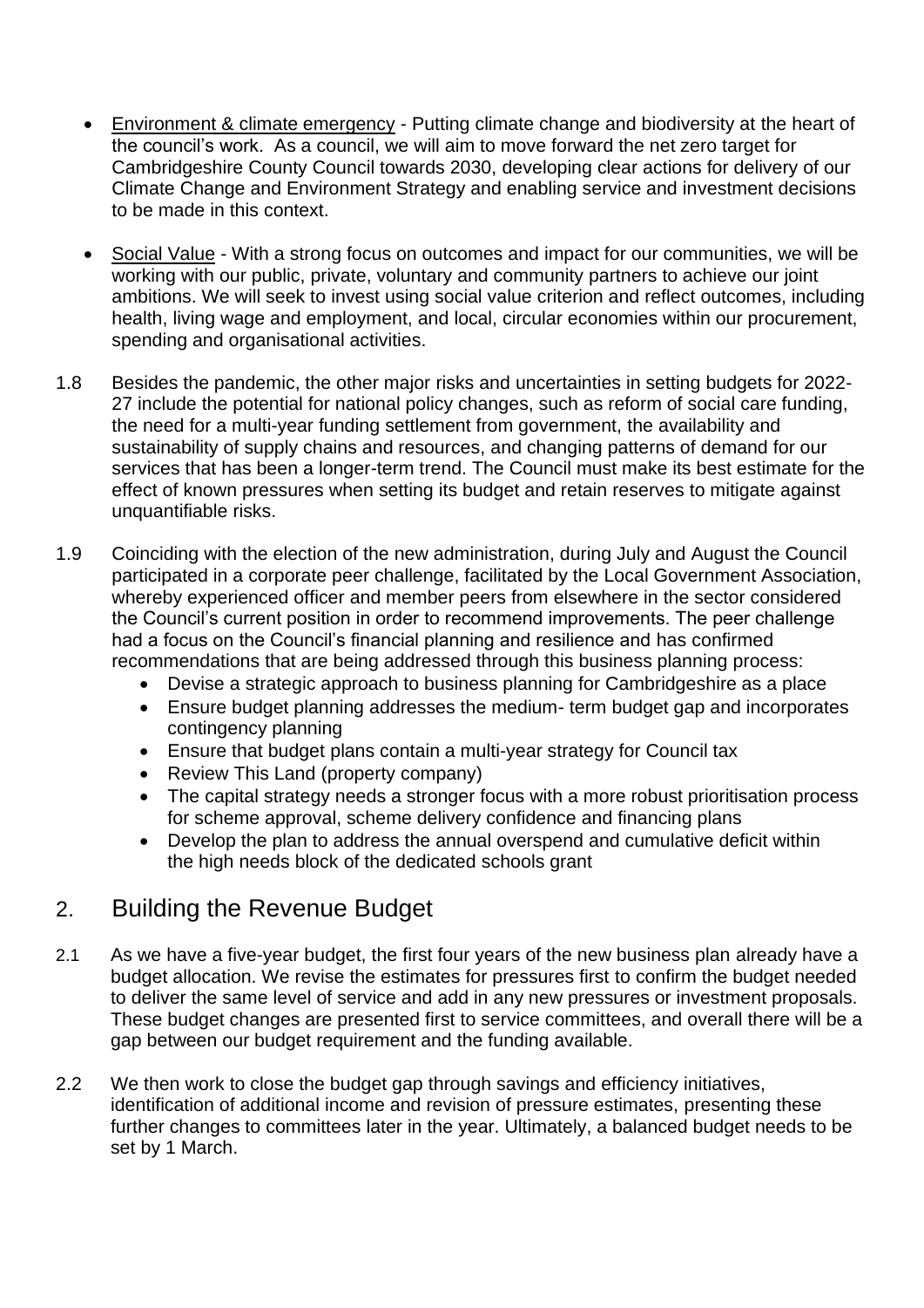- Environment & climate emergency - Putting climate change and biodiversity at the heart of the council's work. As a council, we will aim to move forward the net zero target for Cambridgeshire County Council towards 2030, developing clear actions for delivery of our Climate Change and Environment Strategy and enabling service and investment decisions to be made in this context.

- Social Value - With a strong focus on outcomes and impact for our communities, we will be working with our public, private, voluntary and community partners to achieve our joint ambitions. We will seek to invest using social value criterion and reflect outcomes, including health, living wage and employment, and local, circular economies within our procurement, spending and organisational activities.

1.8 Besides the pandemic, the other major risks and uncertainties in setting budgets for 2022-27 include the potential for national policy changes, such as reform of social care funding, the need for a multi-year funding settlement from government, the availability and sustainability of supply chains and resources, and changing patterns of demand for our services that has been a longer-term trend. The Council must make its best estimate for the effect of known pressures when setting its budget and retain reserves to mitigate against unquantifiable risks.

1.9 Coinciding with the election of the new administration, during July and August the Council participated in a corporate peer challenge, facilitated by the Local Government Association, whereby experienced officer and member peers from elsewhere in the sector considered the Council's current position in order to recommend improvements. The peer challenge had a focus on the Council's financial planning and resilience and has confirmed recommendations that are being addressed through this business planning process:

- Devise a strategic approach to business planning for Cambridgeshire as a place
- Ensure budget planning addresses the medium- term budget gap and incorporates contingency planning
- Ensure that budget plans contain a multi-year strategy for Council tax
- Review This Land (property company)
- The capital strategy needs a stronger focus with a more robust prioritisation process for scheme approval, scheme delivery confidence and financing plans
- Develop the plan to address the annual overspend and cumulative deficit within the high needs block of the dedicated schools grant

## 2. Building the Revenue Budget

2.1 As we have a five-year budget, the first four years of the new business plan already have a budget allocation. We revise the estimates for pressures first to confirm the budget needed to deliver the same level of service and add in any new pressures or investment proposals. These budget changes are presented first to service committees, and overall there will be a gap between our budget requirement and the funding available.

2.2 We then work to close the budget gap through savings and efficiency initiatives, identification of additional income and revision of pressure estimates, presenting these further changes to committees later in the year. Ultimately, a balanced budget needs to be set by 1 March.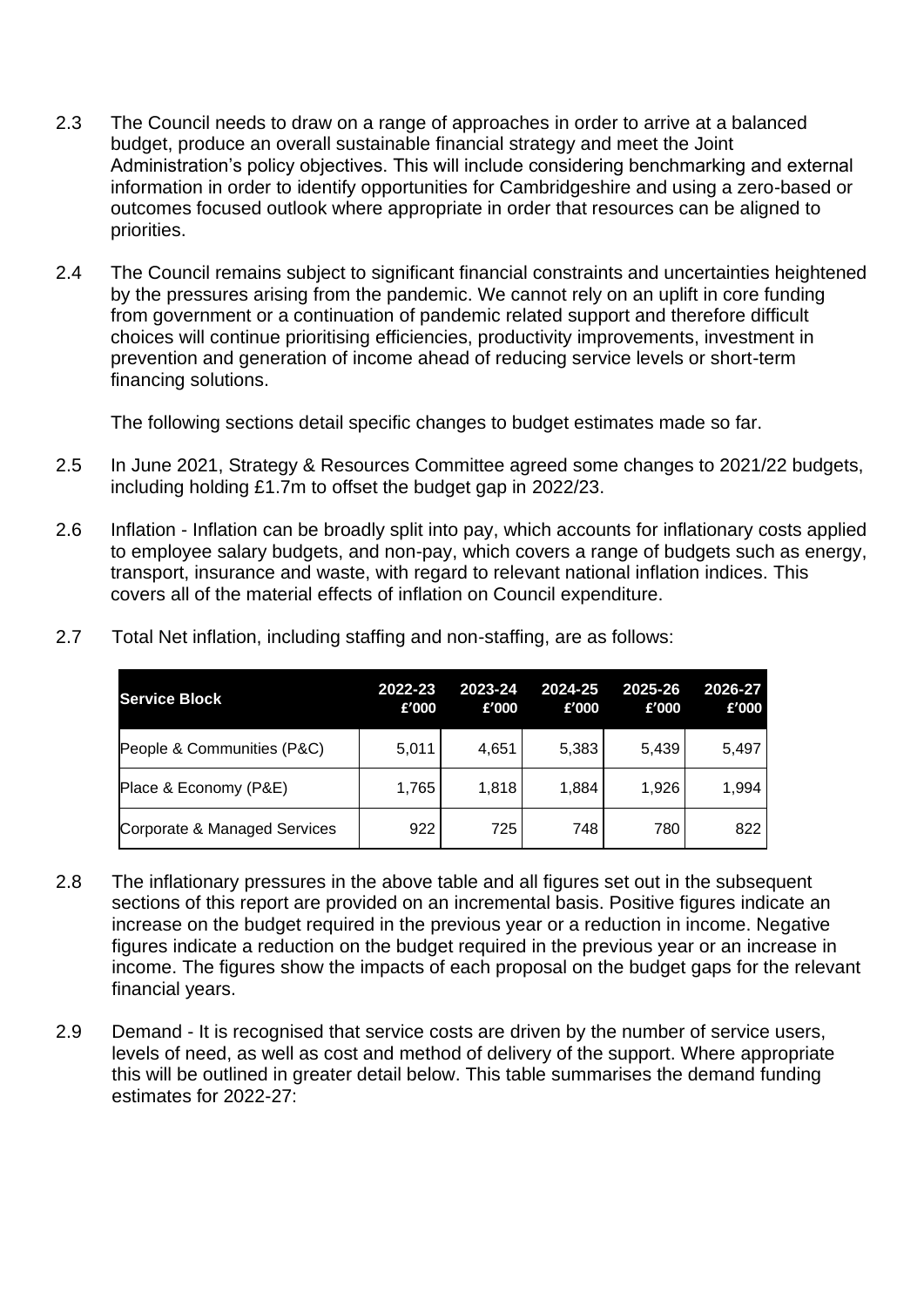2.3 The Council needs to draw on a range of approaches in order to arrive at a balanced budget, produce an overall sustainable financial strategy and meet the Joint Administration's policy objectives. This will include considering benchmarking and external information in order to identify opportunities for Cambridgeshire and using a zero-based or outcomes focused outlook where appropriate in order that resources can be aligned to priorities.

2.4 The Council remains subject to significant financial constraints and uncertainties heightened by the pressures arising from the pandemic. We cannot rely on an uplift in core funding from government or a continuation of pandemic related support and therefore difficult choices will continue prioritising efficiencies, productivity improvements, investment in prevention and generation of income ahead of reducing service levels or short-term financing solutions.

The following sections detail specific changes to budget estimates made so far.

2.5 In June 2021, Strategy & Resources Committee agreed some changes to 2021/22 budgets, including holding £1.7m to offset the budget gap in 2022/23.

2.6 Inflation - Inflation can be broadly split into pay, which accounts for inflationary costs applied to employee salary budgets, and non-pay, which covers a range of budgets such as energy, transport, insurance and waste, with regard to relevant national inflation indices. This covers all of the material effects of inflation on Council expenditure.

2.7 Total Net inflation, including staffing and non-staffing, are as follows:

| Service Block | 2022-23 £'000 | 2023-24 £'000 | 2024-25 £'000 | 2025-26 £'000 | 2026-27 £'000 |
|---|---|---|---|---|---|
| People & Communities (P&C) | 5,011 | 4,651 | 5,383 | 5,439 | 5,497 |
| Place & Economy (P&E) | 1,765 | 1,818 | 1,884 | 1,926 | 1,994 |
| Corporate & Managed Services | 922 | 725 | 748 | 780 | 822 |

2.8 The inflationary pressures in the above table and all figures set out in the subsequent sections of this report are provided on an incremental basis. Positive figures indicate an increase on the budget required in the previous year or a reduction in income. Negative figures indicate a reduction on the budget required in the previous year or an increase in income. The figures show the impacts of each proposal on the budget gaps for the relevant financial years.

2.9 Demand - It is recognised that service costs are driven by the number of service users, levels of need, as well as cost and method of delivery of the support. Where appropriate this will be outlined in greater detail below. This table summarises the demand funding estimates for 2022-27: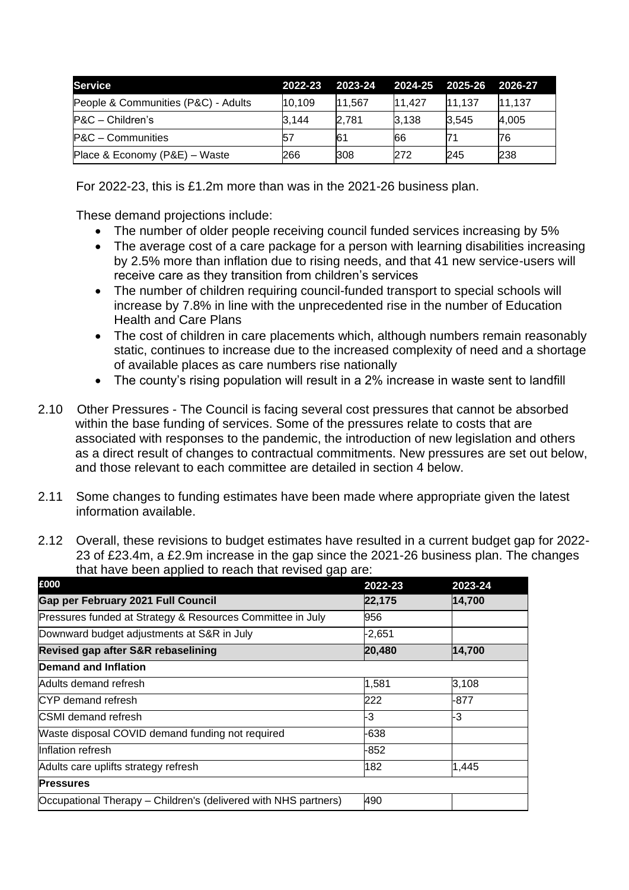| Service | 2022-23 | 2023-24 | 2024-25 | 2025-26 | 2026-27 |
|---|---|---|---|---|---|
| People & Communities (P&C) - Adults | 10,109 | 11,567 | 11,427 | 11,137 | 11,137 |
| P&C – Children's | 3,144 | 2,781 | 3,138 | 3,545 | 4,005 |
| P&C – Communities | 57 | 61 | 66 | 71 | 76 |
| Place & Economy (P&E) – Waste | 266 | 308 | 272 | 245 | 238 |

For 2022-23, this is £1.2m more than was in the 2021-26 business plan.

These demand projections include:

- The number of older people receiving council funded services increasing by 5%
- The average cost of a care package for a person with learning disabilities increasing by 2.5% more than inflation due to rising needs, and that 41 new service-users will receive care as they transition from children's services
- The number of children requiring council-funded transport to special schools will increase by 7.8% in line with the unprecedented rise in the number of Education Health and Care Plans
- The cost of children in care placements which, although numbers remain reasonably static, continues to increase due to the increased complexity of need and a shortage of available places as care numbers rise nationally
- The county's rising population will result in a 2% increase in waste sent to landfill

2.10 Other Pressures - The Council is facing several cost pressures that cannot be absorbed within the base funding of services. Some of the pressures relate to costs that are associated with responses to the pandemic, the introduction of new legislation and others as a direct result of changes to contractual commitments. New pressures are set out below, and those relevant to each committee are detailed in section 4 below.

2.11 Some changes to funding estimates have been made where appropriate given the latest information available.

2.12 Overall, these revisions to budget estimates have resulted in a current budget gap for 2022-23 of £23.4m, a £2.9m increase in the gap since the 2021-26 business plan. The changes that have been applied to reach that revised gap are:

| £000 | 2022-23 | 2023-24 |
|---|---|---|
| **Gap per February 2021 Full Council** | **22,175** | **14,700** |
| Pressures funded at Strategy & Resources Committee in July | 956 | |
| Downward budget adjustments at S&R in July | -2,651 | |
| **Revised gap after S&R rebaselining** | **20,480** | **14,700** |
| **Demand and Inflation** | | |
| Adults demand refresh | 1,581 | 3,108 |
| CYP demand refresh | 222 | -877 |
| CSMI demand refresh | -3 | -3 |
| Waste disposal COVID demand funding not required | -638 | |
| Inflation refresh | -852 | |
| Adults care uplifts strategy refresh | 182 | 1,445 |
| **Pressures** | | |
| Occupational Therapy – Children's (delivered with NHS partners) | 490 | |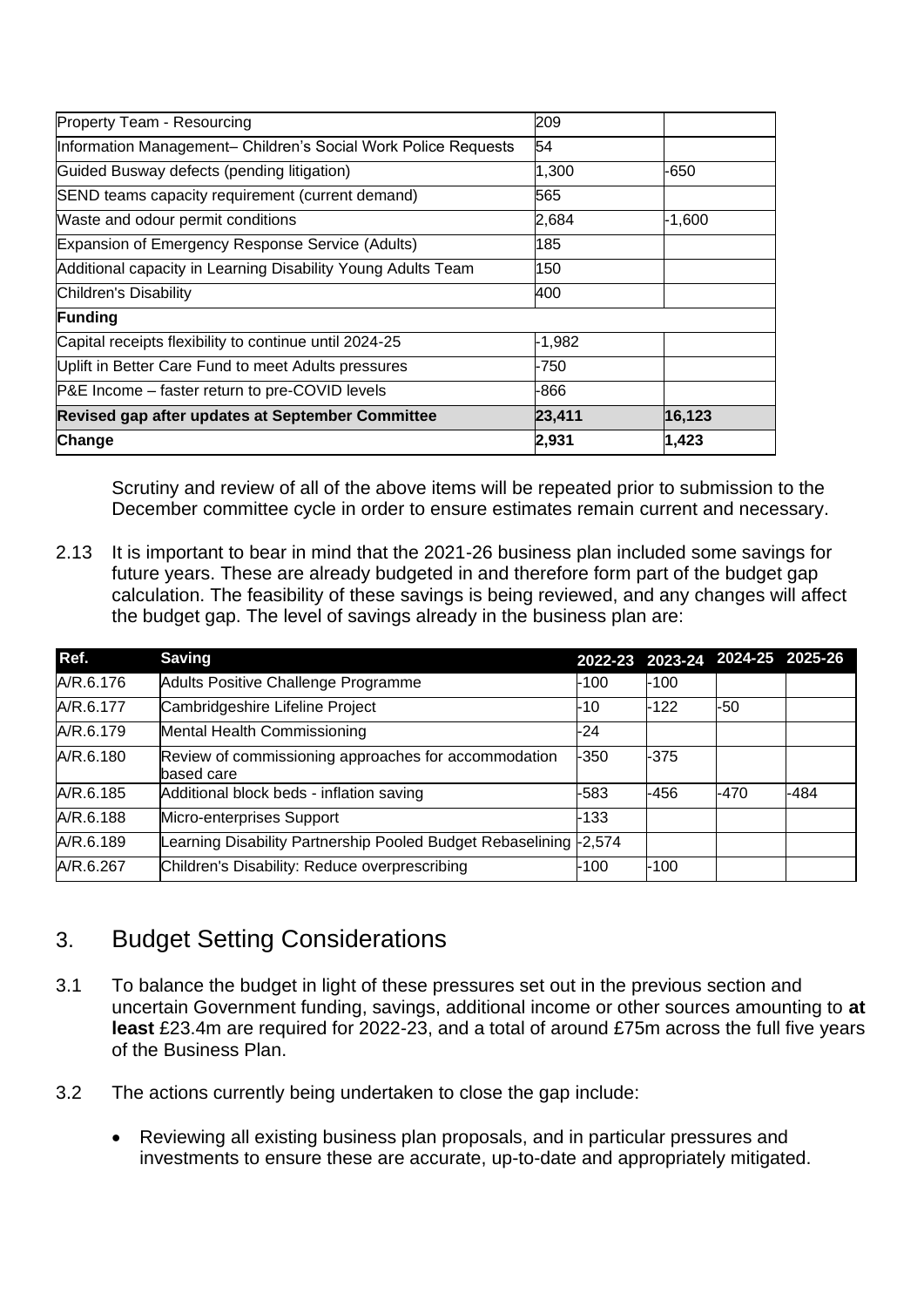| | | |
|---|---|---|
| Property Team - Resourcing | 209 | |
| Information Management– Children's Social Work Police Requests | 54 | |
| Guided Busway defects (pending litigation) | 1,300 | -650 |
| SEND teams capacity requirement (current demand) | 565 | |
| Waste and odour permit conditions | 2,684 | -1,600 |
| Expansion of Emergency Response Service (Adults) | 185 | |
| Additional capacity in Learning Disability Young Adults Team | 150 | |
| Children's Disability | 400 | |
| **Funding** | | |
| Capital receipts flexibility to continue until 2024-25 | -1,982 | |
| Uplift in Better Care Fund to meet Adults pressures | -750 | |
| P&E Income – faster return to pre-COVID levels | -866 | |
| **Revised gap after updates at September Committee** | **23,411** | **16,123** |
| **Change** | **2,931** | **1,423** |

Scrutiny and review of all of the above items will be repeated prior to submission to the December committee cycle in order to ensure estimates remain current and necessary.

2.13 It is important to bear in mind that the 2021-26 business plan included some savings for future years. These are already budgeted in and therefore form part of the budget gap calculation. The feasibility of these savings is being reviewed, and any changes will affect the budget gap. The level of savings already in the business plan are:

| Ref. | Saving | 2022-23 | 2023-24 | 2024-25 | 2025-26 |
|---|---|---|---|---|---|
| A/R.6.176 | Adults Positive Challenge Programme | -100 | -100 | | |
| A/R.6.177 | Cambridgeshire Lifeline Project | -10 | -122 | -50 | |
| A/R.6.179 | Mental Health Commissioning | -24 | | | |
| A/R.6.180 | Review of commissioning approaches for accommodation based care | -350 | -375 | | |
| A/R.6.185 | Additional block beds - inflation saving | -583 | -456 | -470 | -484 |
| A/R.6.188 | Micro-enterprises Support | -133 | | | |
| A/R.6.189 | Learning Disability Partnership Pooled Budget Rebaselining | -2,574 | | | |
| A/R.6.267 | Children's Disability: Reduce overprescribing | -100 | -100 | | |

## 3. Budget Setting Considerations

3.1 To balance the budget in light of these pressures set out in the previous section and uncertain Government funding, savings, additional income or other sources amounting to **at least** £23.4m are required for 2022-23, and a total of around £75m across the full five years of the Business Plan.

3.2 The actions currently being undertaken to close the gap include:

- Reviewing all existing business plan proposals, and in particular pressures and investments to ensure these are accurate, up-to-date and appropriately mitigated.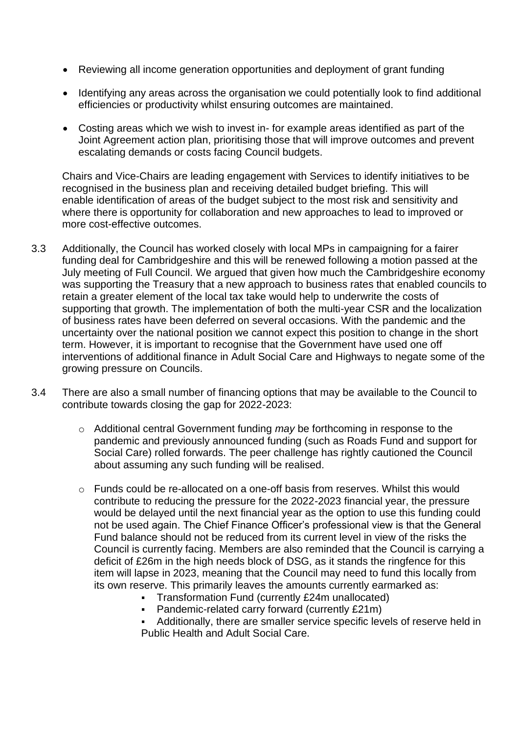- Reviewing all income generation opportunities and deployment of grant funding

- Identifying any areas across the organisation we could potentially look to find additional efficiencies or productivity whilst ensuring outcomes are maintained.

- Costing areas which we wish to invest in- for example areas identified as part of the Joint Agreement action plan, prioritising those that will improve outcomes and prevent escalating demands or costs facing Council budgets.

Chairs and Vice-Chairs are leading engagement with Services to identify initiatives to be recognised in the business plan and receiving detailed budget briefing. This will enable identification of areas of the budget subject to the most risk and sensitivity and where there is opportunity for collaboration and new approaches to lead to improved or more cost-effective outcomes.

3.3 Additionally, the Council has worked closely with local MPs in campaigning for a fairer funding deal for Cambridgeshire and this will be renewed following a motion passed at the July meeting of Full Council. We argued that given how much the Cambridgeshire economy was supporting the Treasury that a new approach to business rates that enabled councils to retain a greater element of the local tax take would help to underwrite the costs of supporting that growth. The implementation of both the multi-year CSR and the localization of business rates have been deferred on several occasions. With the pandemic and the uncertainty over the national position we cannot expect this position to change in the short term. However, it is important to recognise that the Government have used one off interventions of additional finance in Adult Social Care and Highways to negate some of the growing pressure on Councils.

3.4 There are also a small number of financing options that may be available to the Council to contribute towards closing the gap for 2022-2023:

  - Additional central Government funding *may* be forthcoming in response to the pandemic and previously announced funding (such as Roads Fund and support for Social Care) rolled forwards. The peer challenge has rightly cautioned the Council about assuming any such funding will be realised.

  - Funds could be re-allocated on a one-off basis from reserves. Whilst this would contribute to reducing the pressure for the 2022-2023 financial year, the pressure would be delayed until the next financial year as the option to use this funding could not be used again. The Chief Finance Officer's professional view is that the General Fund balance should not be reduced from its current level in view of the risks the Council is currently facing. Members are also reminded that the Council is carrying a deficit of £26m in the high needs block of DSG, as it stands the ringfence for this item will lapse in 2023, meaning that the Council may need to fund this locally from its own reserve. This primarily leaves the amounts currently earmarked as:
    - Transformation Fund (currently £24m unallocated)
    - Pandemic-related carry forward (currently £21m)
    - Additionally, there are smaller service specific levels of reserve held in Public Health and Adult Social Care.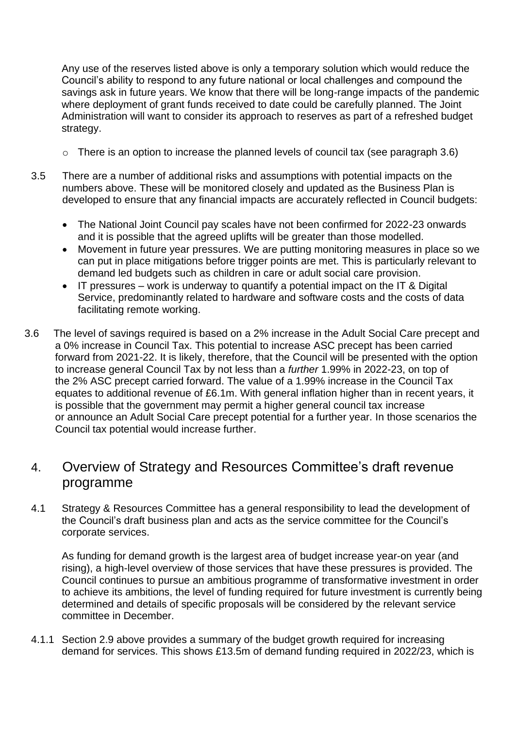Any use of the reserves listed above is only a temporary solution which would reduce the Council's ability to respond to any future national or local challenges and compound the savings ask in future years. We know that there will be long-range impacts of the pandemic where deployment of grant funds received to date could be carefully planned. The Joint Administration will want to consider its approach to reserves as part of a refreshed budget strategy.

- There is an option to increase the planned levels of council tax (see paragraph 3.6)

3.5 There are a number of additional risks and assumptions with potential impacts on the numbers above. These will be monitored closely and updated as the Business Plan is developed to ensure that any financial impacts are accurately reflected in Council budgets:

- The National Joint Council pay scales have not been confirmed for 2022-23 onwards and it is possible that the agreed uplifts will be greater than those modelled.
- Movement in future year pressures. We are putting monitoring measures in place so we can put in place mitigations before trigger points are met. This is particularly relevant to demand led budgets such as children in care or adult social care provision.
- IT pressures – work is underway to quantify a potential impact on the IT & Digital Service, predominantly related to hardware and software costs and the costs of data facilitating remote working.

3.6 The level of savings required is based on a 2% increase in the Adult Social Care precept and a 0% increase in Council Tax. This potential to increase ASC precept has been carried forward from 2021-22. It is likely, therefore, that the Council will be presented with the option to increase general Council Tax by not less than a *further* 1.99% in 2022-23, on top of the 2% ASC precept carried forward. The value of a 1.99% increase in the Council Tax equates to additional revenue of £6.1m. With general inflation higher than in recent years, it is possible that the government may permit a higher general council tax increase or announce an Adult Social Care precept potential for a further year. In those scenarios the Council tax potential would increase further.

## 4. Overview of Strategy and Resources Committee's draft revenue programme

4.1 Strategy & Resources Committee has a general responsibility to lead the development of the Council's draft business plan and acts as the service committee for the Council's corporate services.

As funding for demand growth is the largest area of budget increase year-on year (and rising), a high-level overview of those services that have these pressures is provided. The Council continues to pursue an ambitious programme of transformative investment in order to achieve its ambitions, the level of funding required for future investment is currently being determined and details of specific proposals will be considered by the relevant service committee in December.

4.1.1 Section 2.9 above provides a summary of the budget growth required for increasing demand for services. This shows £13.5m of demand funding required in 2022/23, which is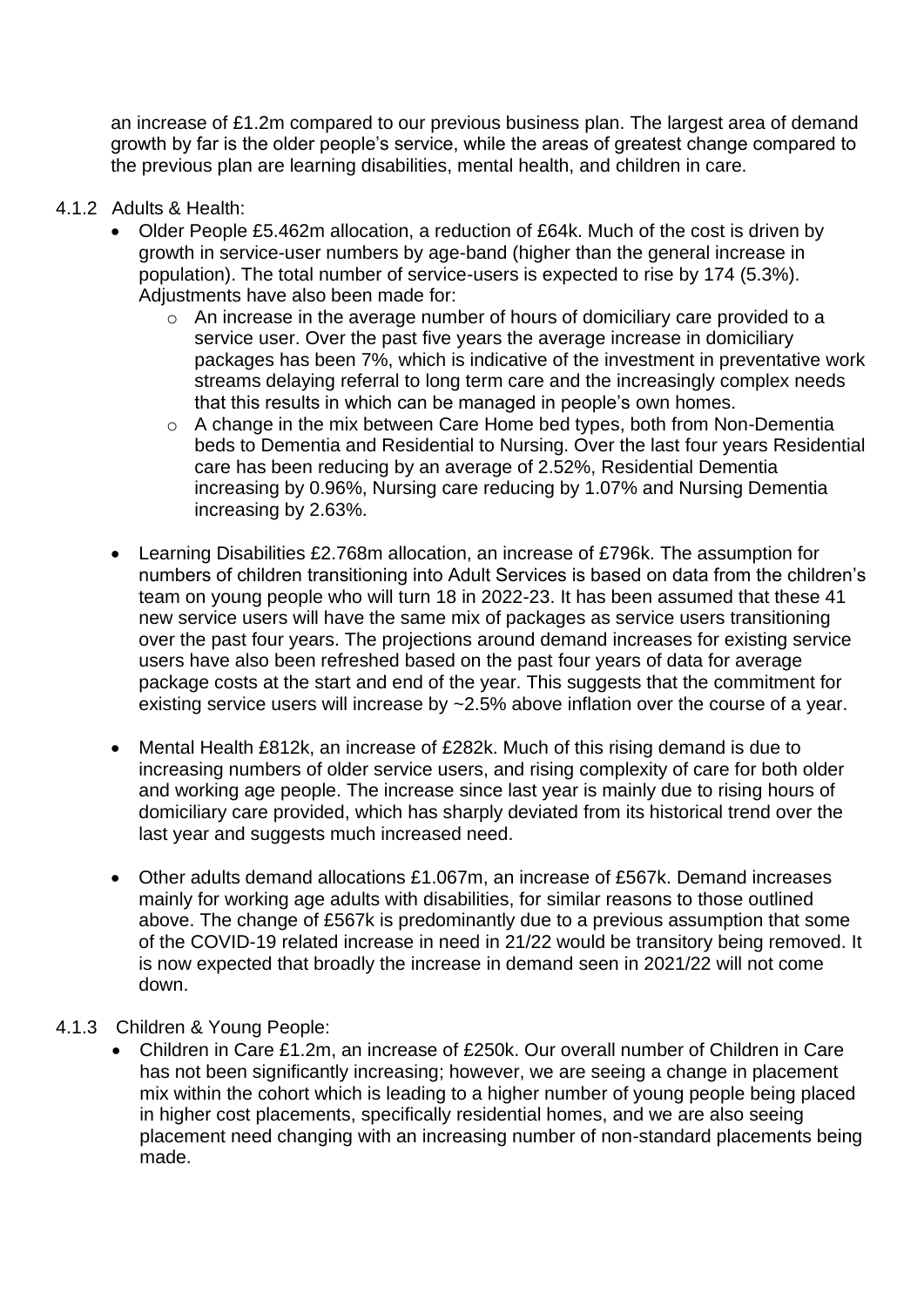an increase of £1.2m compared to our previous business plan. The largest area of demand growth by far is the older people's service, while the areas of greatest change compared to the previous plan are learning disabilities, mental health, and children in care.

4.1.2 Adults & Health:

- Older People £5.462m allocation, a reduction of £64k. Much of the cost is driven by growth in service-user numbers by age-band (higher than the general increase in population). The total number of service-users is expected to rise by 174 (5.3%). Adjustments have also been made for:
    - An increase in the average number of hours of domiciliary care provided to a service user. Over the past five years the average increase in domiciliary packages has been 7%, which is indicative of the investment in preventative work streams delaying referral to long term care and the increasingly complex needs that this results in which can be managed in people's own homes.
    - A change in the mix between Care Home bed types, both from Non-Dementia beds to Dementia and Residential to Nursing. Over the last four years Residential care has been reducing by an average of 2.52%, Residential Dementia increasing by 0.96%, Nursing care reducing by 1.07% and Nursing Dementia increasing by 2.63%.

- Learning Disabilities £2.768m allocation, an increase of £796k. The assumption for numbers of children transitioning into Adult Services is based on data from the children's team on young people who will turn 18 in 2022-23. It has been assumed that these 41 new service users will have the same mix of packages as service users transitioning over the past four years. The projections around demand increases for existing service users have also been refreshed based on the past four years of data for average package costs at the start and end of the year. This suggests that the commitment for existing service users will increase by ~2.5% above inflation over the course of a year.

- Mental Health £812k, an increase of £282k. Much of this rising demand is due to increasing numbers of older service users, and rising complexity of care for both older and working age people. The increase since last year is mainly due to rising hours of domiciliary care provided, which has sharply deviated from its historical trend over the last year and suggests much increased need.

- Other adults demand allocations £1.067m, an increase of £567k. Demand increases mainly for working age adults with disabilities, for similar reasons to those outlined above. The change of £567k is predominantly due to a previous assumption that some of the COVID-19 related increase in need in 21/22 would be transitory being removed. It is now expected that broadly the increase in demand seen in 2021/22 will not come down.

4.1.3 Children & Young People:

- Children in Care £1.2m, an increase of £250k. Our overall number of Children in Care has not been significantly increasing; however, we are seeing a change in placement mix within the cohort which is leading to a higher number of young people being placed in higher cost placements, specifically residential homes, and we are also seeing placement need changing with an increasing number of non-standard placements being made.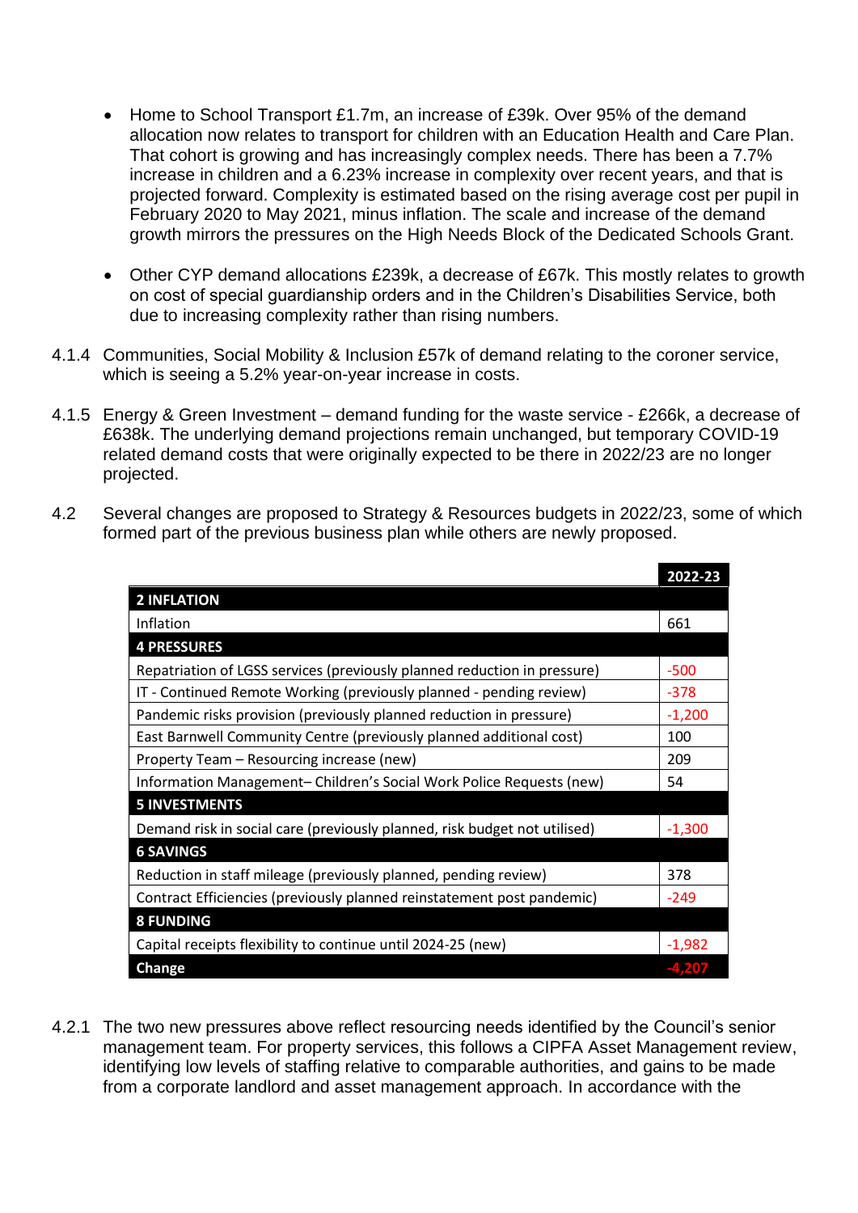- Home to School Transport £1.7m, an increase of £39k. Over 95% of the demand allocation now relates to transport for children with an Education Health and Care Plan. That cohort is growing and has increasingly complex needs. There has been a 7.7% increase in children and a 6.23% increase in complexity over recent years, and that is projected forward. Complexity is estimated based on the rising average cost per pupil in February 2020 to May 2021, minus inflation. The scale and increase of the demand growth mirrors the pressures on the High Needs Block of the Dedicated Schools Grant.

- Other CYP demand allocations £239k, a decrease of £67k. This mostly relates to growth on cost of special guardianship orders and in the Children's Disabilities Service, both due to increasing complexity rather than rising numbers.

4.1.4 Communities, Social Mobility & Inclusion £57k of demand relating to the coroner service, which is seeing a 5.2% year-on-year increase in costs.

4.1.5 Energy & Green Investment – demand funding for the waste service - £266k, a decrease of £638k. The underlying demand projections remain unchanged, but temporary COVID-19 related demand costs that were originally expected to be there in 2022/23 are no longer projected.

4.2 Several changes are proposed to Strategy & Resources budgets in 2022/23, some of which formed part of the previous business plan while others are newly proposed.

| | 2022-23 |
|---|---|
| **2 INFLATION** | |
| Inflation | 661 |
| **4 PRESSURES** | |
| Repatriation of LGSS services (previously planned reduction in pressure) | -500 |
| IT - Continued Remote Working (previously planned - pending review) | -378 |
| Pandemic risks provision (previously planned reduction in pressure) | -1,200 |
| East Barnwell Community Centre (previously planned additional cost) | 100 |
| Property Team – Resourcing increase (new) | 209 |
| Information Management– Children's Social Work Police Requests (new) | 54 |
| **5 INVESTMENTS** | |
| Demand risk in social care (previously planned, risk budget not utilised) | -1,300 |
| **6 SAVINGS** | |
| Reduction in staff mileage (previously planned, pending review) | 378 |
| Contract Efficiencies (previously planned reinstatement post pandemic) | -249 |
| **8 FUNDING** | |
| Capital receipts flexibility to continue until 2024-25 (new) | -1,982 |
| **Change** | **-4,207** |

4.2.1 The two new pressures above reflect resourcing needs identified by the Council's senior management team. For property services, this follows a CIPFA Asset Management review, identifying low levels of staffing relative to comparable authorities, and gains to be made from a corporate landlord and asset management approach. In accordance with the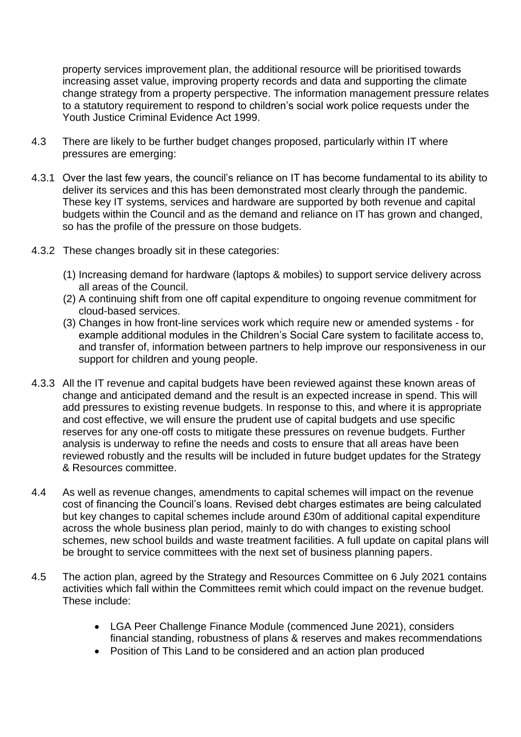property services improvement plan, the additional resource will be prioritised towards increasing asset value, improving property records and data and supporting the climate change strategy from a property perspective. The information management pressure relates to a statutory requirement to respond to children's social work police requests under the Youth Justice Criminal Evidence Act 1999.

4.3 There are likely to be further budget changes proposed, particularly within IT where pressures are emerging:

4.3.1 Over the last few years, the council's reliance on IT has become fundamental to its ability to deliver its services and this has been demonstrated most clearly through the pandemic. These key IT systems, services and hardware are supported by both revenue and capital budgets within the Council and as the demand and reliance on IT has grown and changed, so has the profile of the pressure on those budgets.

4.3.2 These changes broadly sit in these categories:

(1) Increasing demand for hardware (laptops & mobiles) to support service delivery across all areas of the Council.
(2) A continuing shift from one off capital expenditure to ongoing revenue commitment for cloud-based services.
(3) Changes in how front-line services work which require new or amended systems - for example additional modules in the Children's Social Care system to facilitate access to, and transfer of, information between partners to help improve our responsiveness in our support for children and young people.

4.3.3 All the IT revenue and capital budgets have been reviewed against these known areas of change and anticipated demand and the result is an expected increase in spend. This will add pressures to existing revenue budgets. In response to this, and where it is appropriate and cost effective, we will ensure the prudent use of capital budgets and use specific reserves for any one-off costs to mitigate these pressures on revenue budgets. Further analysis is underway to refine the needs and costs to ensure that all areas have been reviewed robustly and the results will be included in future budget updates for the Strategy & Resources committee.

4.4 As well as revenue changes, amendments to capital schemes will impact on the revenue cost of financing the Council's loans. Revised debt charges estimates are being calculated but key changes to capital schemes include around £30m of additional capital expenditure across the whole business plan period, mainly to do with changes to existing school schemes, new school builds and waste treatment facilities. A full update on capital plans will be brought to service committees with the next set of business planning papers.

4.5 The action plan, agreed by the Strategy and Resources Committee on 6 July 2021 contains activities which fall within the Committees remit which could impact on the revenue budget. These include:

- LGA Peer Challenge Finance Module (commenced June 2021), considers financial standing, robustness of plans & reserves and makes recommendations
- Position of This Land to be considered and an action plan produced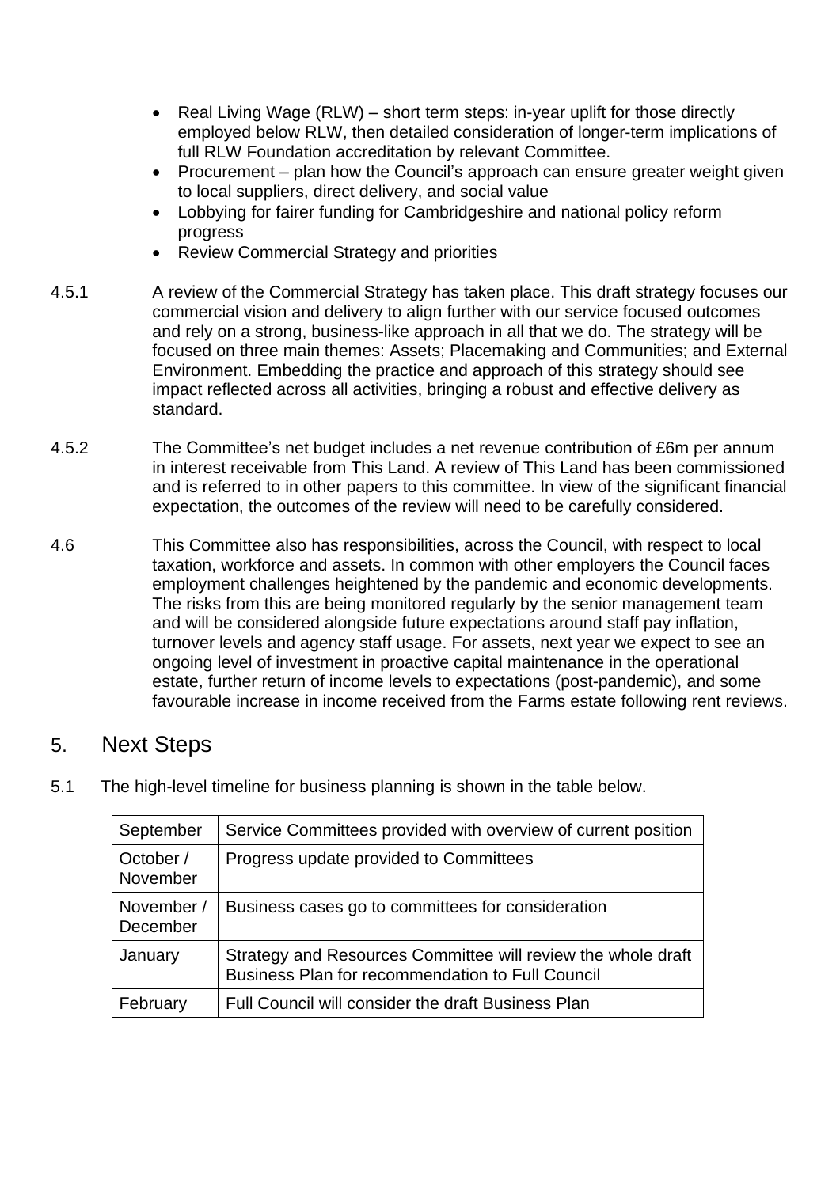- Real Living Wage (RLW) – short term steps: in-year uplift for those directly employed below RLW, then detailed consideration of longer-term implications of full RLW Foundation accreditation by relevant Committee.
- Procurement – plan how the Council's approach can ensure greater weight given to local suppliers, direct delivery, and social value
- Lobbying for fairer funding for Cambridgeshire and national policy reform progress
- Review Commercial Strategy and priorities

4.5.1 A review of the Commercial Strategy has taken place. This draft strategy focuses our commercial vision and delivery to align further with our service focused outcomes and rely on a strong, business-like approach in all that we do. The strategy will be focused on three main themes: Assets; Placemaking and Communities; and External Environment. Embedding the practice and approach of this strategy should see impact reflected across all activities, bringing a robust and effective delivery as standard.

4.5.2 The Committee's net budget includes a net revenue contribution of £6m per annum in interest receivable from This Land. A review of This Land has been commissioned and is referred to in other papers to this committee. In view of the significant financial expectation, the outcomes of the review will need to be carefully considered.

4.6 This Committee also has responsibilities, across the Council, with respect to local taxation, workforce and assets. In common with other employers the Council faces employment challenges heightened by the pandemic and economic developments. The risks from this are being monitored regularly by the senior management team and will be considered alongside future expectations around staff pay inflation, turnover levels and agency staff usage. For assets, next year we expect to see an ongoing level of investment in proactive capital maintenance in the operational estate, further return of income levels to expectations (post-pandemic), and some favourable increase in income received from the Farms estate following rent reviews.

## 5. Next Steps

5.1 The high-level timeline for business planning is shown in the table below.

| | |
|---|---|
| September | Service Committees provided with overview of current position |
| October / November | Progress update provided to Committees |
| November / December | Business cases go to committees for consideration |
| January | Strategy and Resources Committee will review the whole draft Business Plan for recommendation to Full Council |
| February | Full Council will consider the draft Business Plan |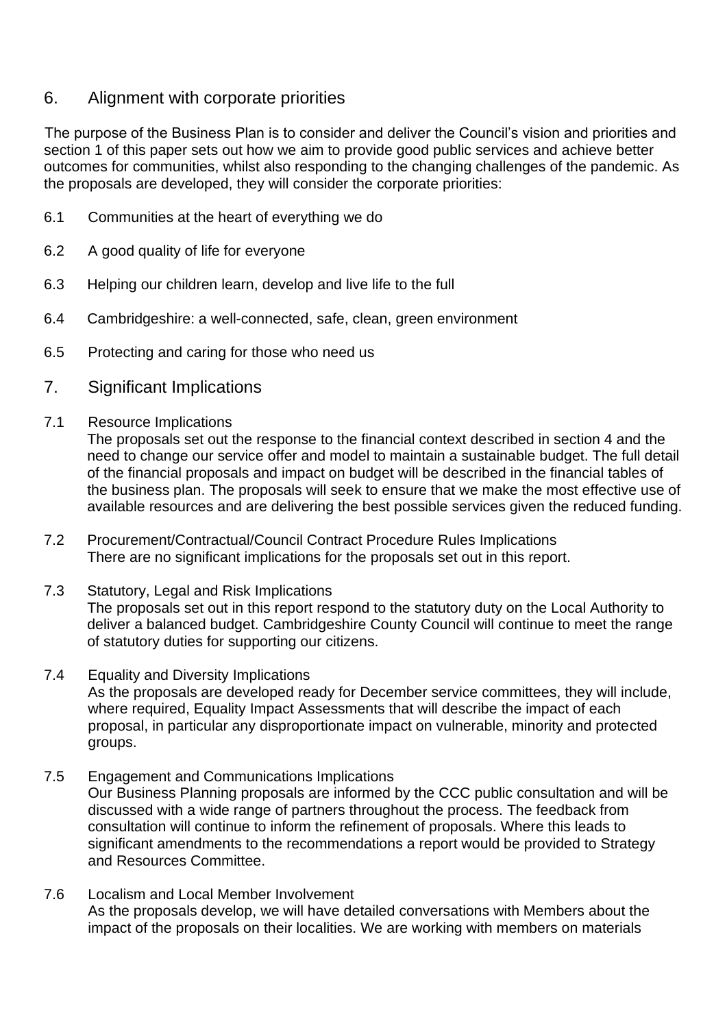## 6. Alignment with corporate priorities

The purpose of the Business Plan is to consider and deliver the Council's vision and priorities and section 1 of this paper sets out how we aim to provide good public services and achieve better outcomes for communities, whilst also responding to the changing challenges of the pandemic. As the proposals are developed, they will consider the corporate priorities:

6.1 Communities at the heart of everything we do

6.2 A good quality of life for everyone

6.3 Helping our children learn, develop and live life to the full

6.4 Cambridgeshire: a well-connected, safe, clean, green environment

6.5 Protecting and caring for those who need us

## 7. Significant Implications

7.1 Resource Implications

The proposals set out the response to the financial context described in section 4 and the need to change our service offer and model to maintain a sustainable budget. The full detail of the financial proposals and impact on budget will be described in the financial tables of the business plan. The proposals will seek to ensure that we make the most effective use of available resources and are delivering the best possible services given the reduced funding.

7.2 Procurement/Contractual/Council Contract Procedure Rules Implications

There are no significant implications for the proposals set out in this report.

7.3 Statutory, Legal and Risk Implications

The proposals set out in this report respond to the statutory duty on the Local Authority to deliver a balanced budget. Cambridgeshire County Council will continue to meet the range of statutory duties for supporting our citizens.

7.4 Equality and Diversity Implications

As the proposals are developed ready for December service committees, they will include, where required, Equality Impact Assessments that will describe the impact of each proposal, in particular any disproportionate impact on vulnerable, minority and protected groups.

7.5 Engagement and Communications Implications

Our Business Planning proposals are informed by the CCC public consultation and will be discussed with a wide range of partners throughout the process. The feedback from consultation will continue to inform the refinement of proposals. Where this leads to significant amendments to the recommendations a report would be provided to Strategy and Resources Committee.

7.6 Localism and Local Member Involvement

As the proposals develop, we will have detailed conversations with Members about the impact of the proposals on their localities. We are working with members on materials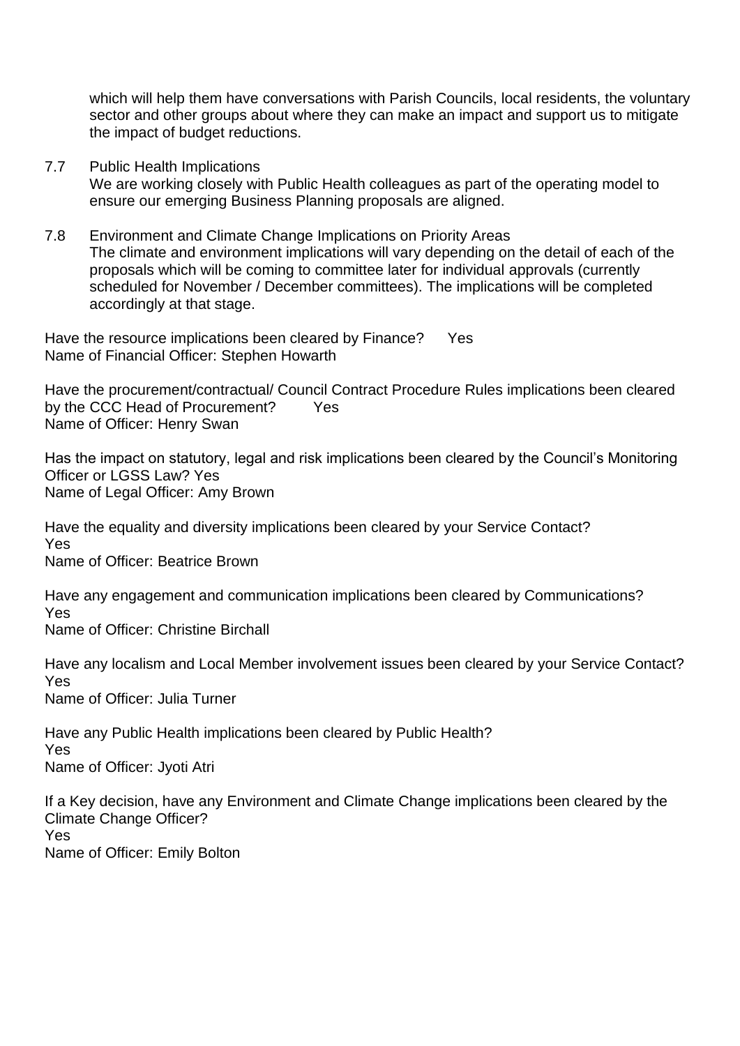which will help them have conversations with Parish Councils, local residents, the voluntary sector and other groups about where they can make an impact and support us to mitigate the impact of budget reductions.

7.7 Public Health Implications
We are working closely with Public Health colleagues as part of the operating model to ensure our emerging Business Planning proposals are aligned.

7.8 Environment and Climate Change Implications on Priority Areas
The climate and environment implications will vary depending on the detail of each of the proposals which will be coming to committee later for individual approvals (currently scheduled for November / December committees). The implications will be completed accordingly at that stage.

Have the resource implications been cleared by Finance? Yes
Name of Financial Officer: Stephen Howarth

Have the procurement/contractual/ Council Contract Procedure Rules implications been cleared by the CCC Head of Procurement? Yes
Name of Officer: Henry Swan

Has the impact on statutory, legal and risk implications been cleared by the Council's Monitoring Officer or LGSS Law? Yes
Name of Legal Officer: Amy Brown

Have the equality and diversity implications been cleared by your Service Contact?
Yes
Name of Officer: Beatrice Brown

Have any engagement and communication implications been cleared by Communications?
Yes
Name of Officer: Christine Birchall

Have any localism and Local Member involvement issues been cleared by your Service Contact?
Yes
Name of Officer: Julia Turner

Have any Public Health implications been cleared by Public Health?
Yes
Name of Officer: Jyoti Atri

If a Key decision, have any Environment and Climate Change implications been cleared by the Climate Change Officer?
Yes
Name of Officer: Emily Bolton